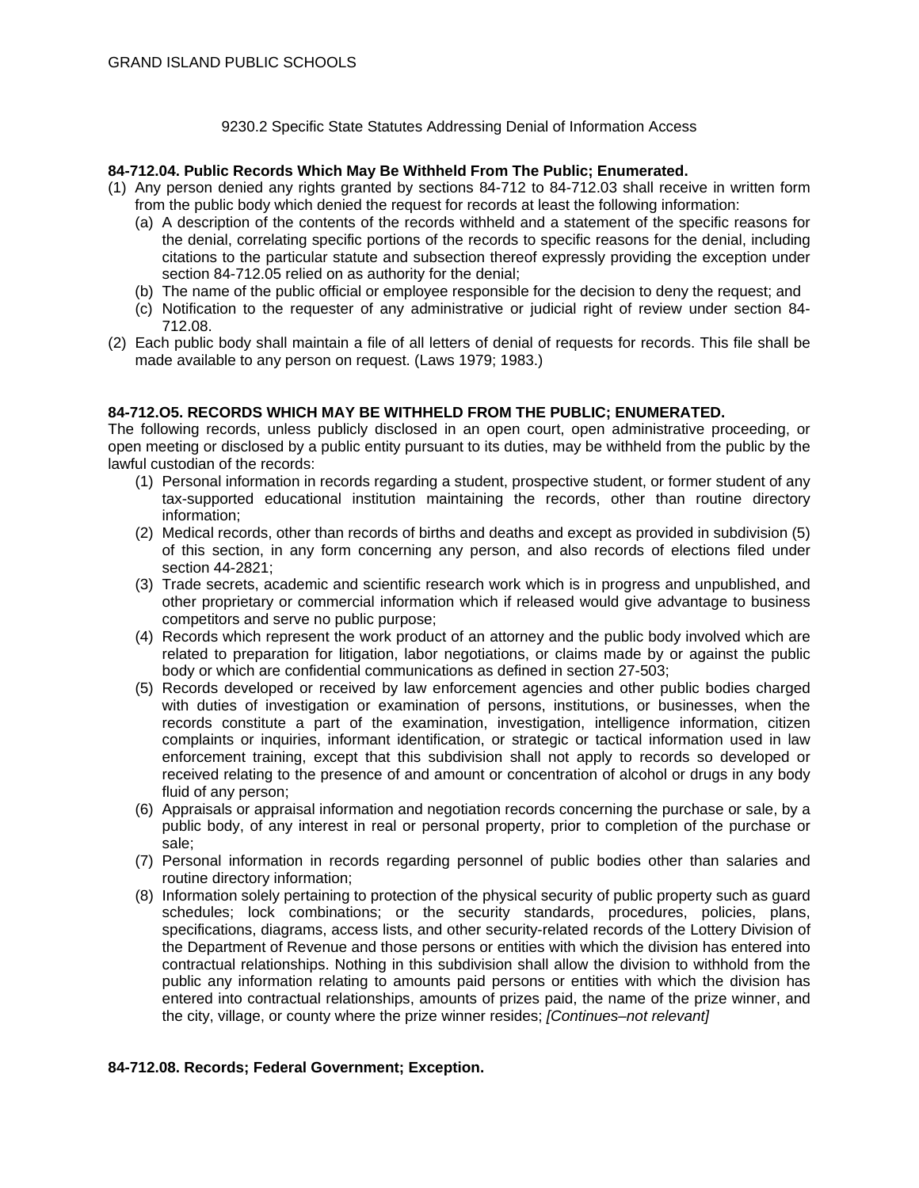GRAND ISLAND PUBLIC SCHOOLS

9230.2 Specific State Statutes Addressing Denial of Information Access

**84-712.04. Public Records Which May Be Withheld From The Public; Enumerated.**

(1) Any person denied any rights granted by sections 84-712 to 84-712.03 shall receive in written form from the public body which denied the request for records at least the following information:
   (a) A description of the contents of the records withheld and a statement of the specific reasons for the denial, correlating specific portions of the records to specific reasons for the denial, including citations to the particular statute and subsection thereof expressly providing the exception under section 84-712.05 relied on as authority for the denial;
   (b) The name of the public official or employee responsible for the decision to deny the request; and
   (c) Notification to the requester of any administrative or judicial right of review under section 84-712.08.

(2) Each public body shall maintain a file of all letters of denial of requests for records. This file shall be made available to any person on request. (Laws 1979; 1983.)

**84-712.O5. RECORDS WHICH MAY BE WITHHELD FROM THE PUBLIC; ENUMERATED.**

The following records, unless publicly disclosed in an open court, open administrative proceeding, or open meeting or disclosed by a public entity pursuant to its duties, may be withheld from the public by the lawful custodian of the records:

(1) Personal information in records regarding a student, prospective student, or former student of any tax-supported educational institution maintaining the records, other than routine directory information;
(2) Medical records, other than records of births and deaths and except as provided in subdivision (5) of this section, in any form concerning any person, and also records of elections filed under section 44-2821;
(3) Trade secrets, academic and scientific research work which is in progress and unpublished, and other proprietary or commercial information which if released would give advantage to business competitors and serve no public purpose;
(4) Records which represent the work product of an attorney and the public body involved which are related to preparation for litigation, labor negotiations, or claims made by or against the public body or which are confidential communications as defined in section 27-503;
(5) Records developed or received by law enforcement agencies and other public bodies charged with duties of investigation or examination of persons, institutions, or businesses, when the records constitute a part of the examination, investigation, intelligence information, citizen complaints or inquiries, informant identification, or strategic or tactical information used in law enforcement training, except that this subdivision shall not apply to records so developed or received relating to the presence of and amount or concentration of alcohol or drugs in any body fluid of any person;
(6) Appraisals or appraisal information and negotiation records concerning the purchase or sale, by a public body, of any interest in real or personal property, prior to completion of the purchase or sale;
(7) Personal information in records regarding personnel of public bodies other than salaries and routine directory information;
(8) Information solely pertaining to protection of the physical security of public property such as guard schedules; lock combinations; or the security standards, procedures, policies, plans, specifications, diagrams, access lists, and other security-related records of the Lottery Division of the Department of Revenue and those persons or entities with which the division has entered into contractual relationships. Nothing in this subdivision shall allow the division to withhold from the public any information relating to amounts paid persons or entities with which the division has entered into contractual relationships, amounts of prizes paid, the name of the prize winner, and the city, village, or county where the prize winner resides; *[Continues–not relevant]*

**84-712.08. Records; Federal Government; Exception.**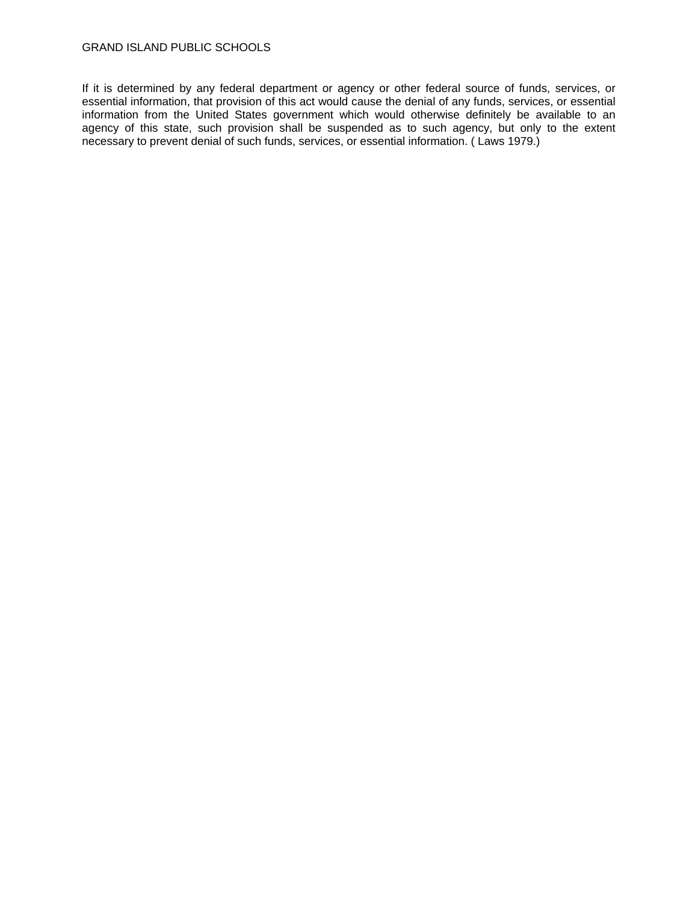If it is determined by any federal department or agency or other federal source of funds, services, or essential information, that provision of this act would cause the denial of any funds, services, or essential information from the United States government which would otherwise definitely be available to an agency of this state, such provision shall be suspended as to such agency, but only to the extent necessary to prevent denial of such funds, services, or essential information. ( Laws 1979.)